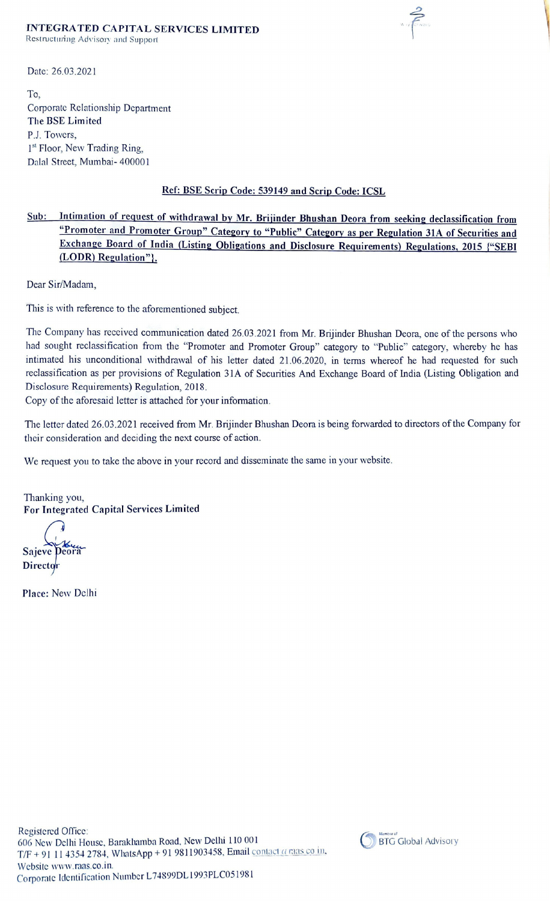**INTEGRATED CAPITAL SERVICES LIMITED**
Restructuring Advisory and Support

Date: 26.03.2021

To,
Corporate Relationship Department
The BSE Limited
P.J. Towers,
1st Floor, New Trading Ring,
Dalal Street, Mumbai- 400001

**Ref: BSE Scrip Code: 539149 and Scrip Code: ICSL**

**Sub: Intimation of request of withdrawal by Mr. Brijinder Bhushan Deora from seeking declassification from "Promoter and Promoter Group" Category to "Public" Category as per Regulation 31A of Securities and Exchange Board of India (Listing Obligations and Disclosure Requirements) Regulations, 2015 {"SEBI (LODR) Regulation"}.**

Dear Sir/Madam,

This is with reference to the aforementioned subject.

The Company has received communication dated 26.03.2021 from Mr. Brijinder Bhushan Deora, one of the persons who had sought reclassification from the "Promoter and Promoter Group" category to "Public" category, whereby he has intimated his unconditional withdrawal of his letter dated 21.06.2020, in terms whereof he had requested for such reclassification as per provisions of Regulation 31A of Securities And Exchange Board of India (Listing Obligation and Disclosure Requirements) Regulation, 2018.
Copy of the aforesaid letter is attached for your information.

The letter dated 26.03.2021 received from Mr. Brijinder Bhushan Deora is being forwarded to directors of the Company for their consideration and deciding the next course of action.

We request you to take the above in your record and disseminate the same in your website.

Thanking you,
**For Integrated Capital Services Limited**

**Sajeve Deora**
**Director**

**Place:** New Delhi

Registered Office:
606 New Delhi House, Barakhamba Road, New Delhi 110 001
T/F + 91 11 4354 2784, WhatsApp + 91 9811903458, Email contact@raas.co.in,
Website www.raas.co.in.
Corporate Identification Number L74899DL1993PLC051981

Member of BTG Global Advisory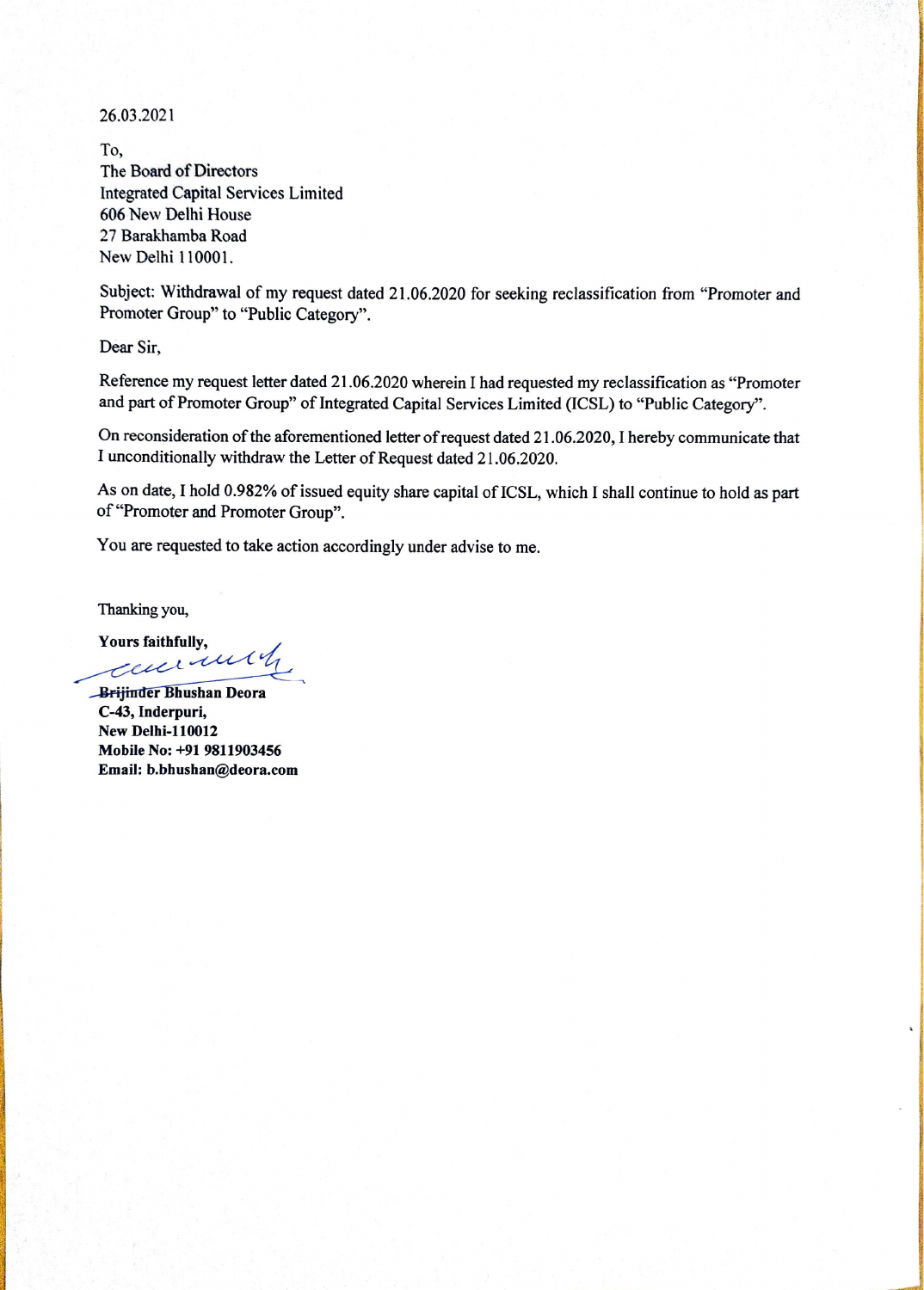26.03.2021

To,
The Board of Directors
Integrated Capital Services Limited
606 New Delhi House
27 Barakhamba Road
New Delhi 110001.

Subject: Withdrawal of my request dated 21.06.2020 for seeking reclassification from "Promoter and Promoter Group" to "Public Category".

Dear Sir,

Reference my request letter dated 21.06.2020 wherein I had requested my reclassification as "Promoter and part of Promoter Group" of Integrated Capital Services Limited (ICSL) to "Public Category".

On reconsideration of the aforementioned letter of request dated 21.06.2020, I hereby communicate that I unconditionally withdraw the Letter of Request dated 21.06.2020.

As on date, I hold 0.982% of issued equity share capital of ICSL, which I shall continue to hold as part of "Promoter and Promoter Group".

You are requested to take action accordingly under advise to me.

Thanking you,

**Yours faithfully,**

**Brijinder Bhushan Deora**
**C-43, Inderpuri,**
**New Delhi-110012**
**Mobile No: +91 9811903456**
**Email: b.bhushan@deora.com**